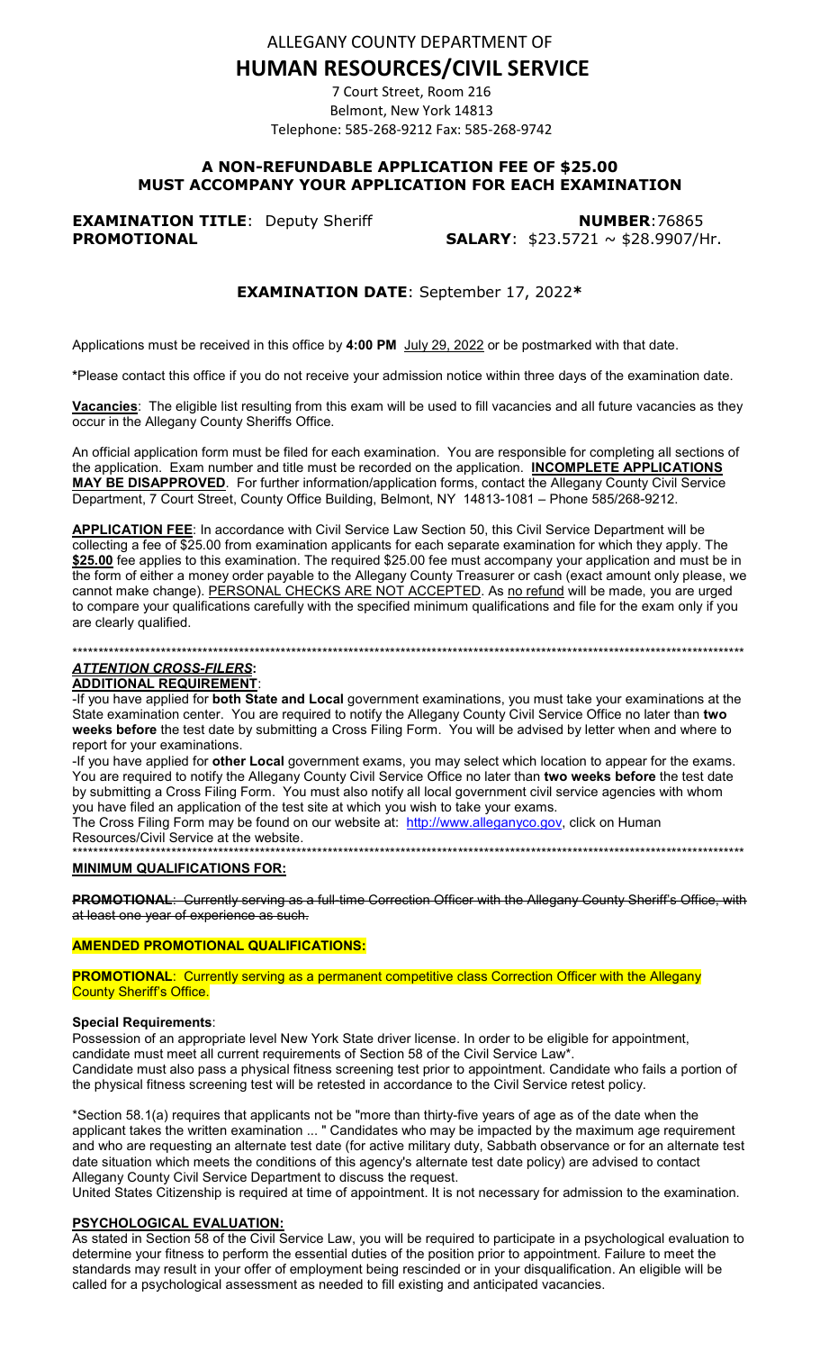# ALLEGANY COUNTY DEPARTMENT OF

# HUMAN RESOURCES/CIVIL SERVICE

7 Court Street, Room 216
Belmont, New York 14813
Telephone: 585-268-9212 Fax: 585-268-9742

## A NON-REFUNDABLE APPLICATION FEE OF $25.00 MUST ACCOMPANY YOUR APPLICATION FOR EACH EXAMINATION

**EXAMINATION TITLE**: Deputy Sheriff **NUMBER**:76865

**PROMOTIONAL** **SALARY**: $23.5721 ~ $28.9907/Hr.

### EXAMINATION DATE: September 17, 2022*

Applications must be received in this office by **4:00 PM** July 29, 2022 or be postmarked with that date.

***Please contact this office if you do not receive your admission notice within three days of the examination date.**

**Vacancies**: The eligible list resulting from this exam will be used to fill vacancies and all future vacancies as they occur in the Allegany County Sheriffs Office.

An official application form must be filed for each examination. You are responsible for completing all sections of the application. Exam number and title must be recorded on the application. **INCOMPLETE APPLICATIONS MAY BE DISAPPROVED**. For further information/application forms, contact the Allegany County Civil Service Department, 7 Court Street, County Office Building, Belmont, NY 14813-1081 – Phone 585/268-9212.

**APPLICATION FEE**: In accordance with Civil Service Law Section 50, this Civil Service Department will be collecting a fee of $25.00 from examination applicants for each separate examination for which they apply. The **$25.00** fee applies to this examination. The required $25.00 fee must accompany your application and must be in the form of either a money order payable to the Allegany County Treasurer or cash (exact amount only please, we cannot make change). PERSONAL CHECKS ARE NOT ACCEPTED. As no refund will be made, you are urged to compare your qualifications carefully with the specified minimum qualifications and file for the exam only if you are clearly qualified.

***

***ATTENTION CROSS-FILERS*:**

**ADDITIONAL REQUIREMENT**:

-If you have applied for **both State and Local** government examinations, you must take your examinations at the State examination center. You are required to notify the Allegany County Civil Service Office no later than **two weeks before** the test date by submitting a Cross Filing Form. You will be advised by letter when and where to report for your examinations.

-If you have applied for **other Local** government exams, you may select which location to appear for the exams. You are required to notify the Allegany County Civil Service Office no later than **two weeks before** the test date by submitting a Cross Filing Form. You must also notify all local government civil service agencies with whom you have filed an application of the test site at which you wish to take your exams.

The Cross Filing Form may be found on our website at: http://www.alleganyco.gov, click on Human Resources/Civil Service at the website.

***

**MINIMUM QUALIFICATIONS FOR:**

~~**PROMOTIONAL**: Currently serving as a full-time Correction Officer with the Allegany County Sheriff's Office, with at least one year of experience as such.~~

**AMENDED PROMOTIONAL QUALIFICATIONS:**

**PROMOTIONAL**: Currently serving as a permanent competitive class Correction Officer with the Allegany County Sheriff's Office.

**Special Requirements**:

Possession of an appropriate level New York State driver license. In order to be eligible for appointment, candidate must meet all current requirements of Section 58 of the Civil Service Law*.

Candidate must also pass a physical fitness screening test prior to appointment. Candidate who fails a portion of the physical fitness screening test will be retested in accordance to the Civil Service retest policy.

*Section 58.1(a) requires that applicants not be "more than thirty-five years of age as of the date when the applicant takes the written examination ... " Candidates who may be impacted by the maximum age requirement and who are requesting an alternate test date (for active military duty, Sabbath observance or for an alternate test date situation which meets the conditions of this agency's alternate test date policy) are advised to contact Allegany County Civil Service Department to discuss the request.

United States Citizenship is required at time of appointment. It is not necessary for admission to the examination.

**PSYCHOLOGICAL EVALUATION:**

As stated in Section 58 of the Civil Service Law, you will be required to participate in a psychological evaluation to determine your fitness to perform the essential duties of the position prior to appointment. Failure to meet the standards may result in your offer of employment being rescinded or in your disqualification. An eligible will be called for a psychological assessment as needed to fill existing and anticipated vacancies.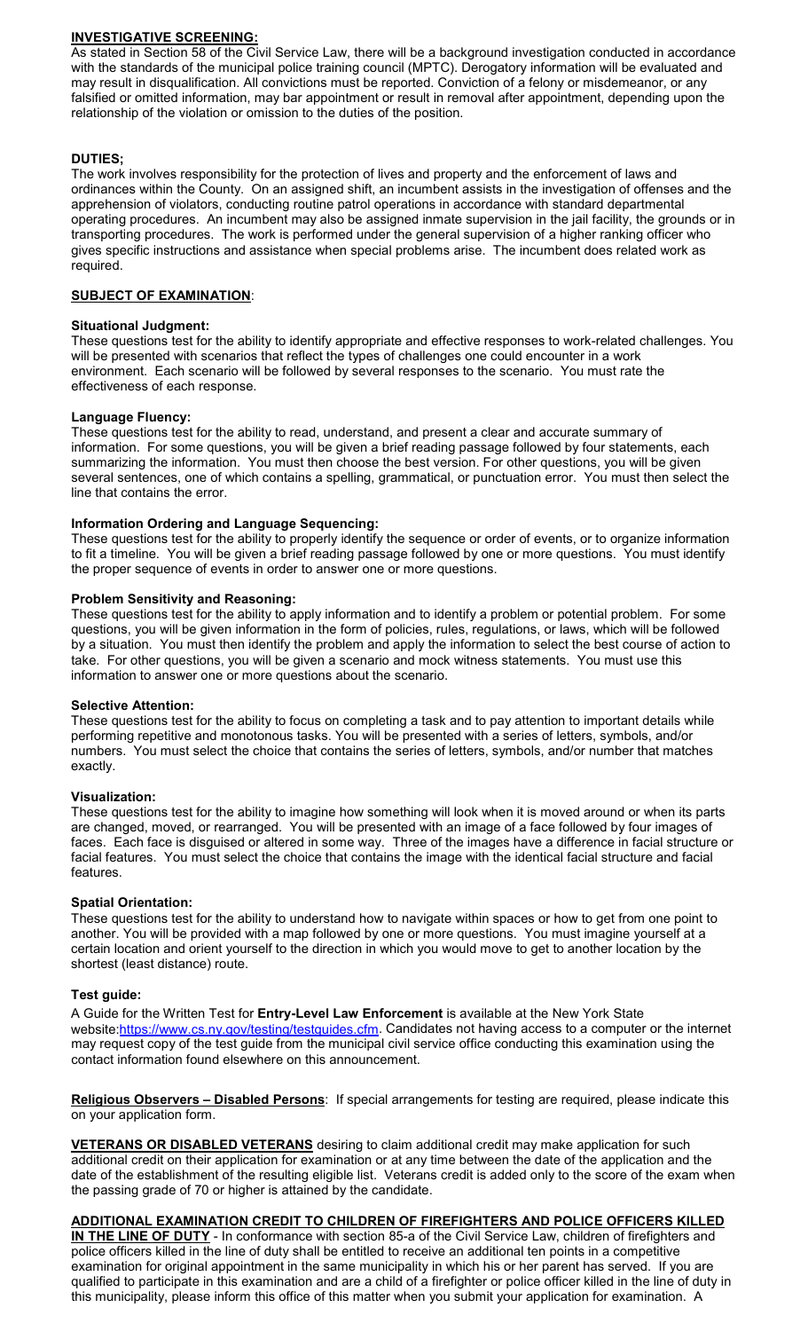## INVESTIGATIVE SCREENING:

As stated in Section 58 of the Civil Service Law, there will be a background investigation conducted in accordance with the standards of the municipal police training council (MPTC). Derogatory information will be evaluated and may result in disqualification. All convictions must be reported. Conviction of a felony or misdemeanor, or any falsified or omitted information, may bar appointment or result in removal after appointment, depending upon the relationship of the violation or omission to the duties of the position.

## DUTIES;

The work involves responsibility for the protection of lives and property and the enforcement of laws and ordinances within the County. On an assigned shift, an incumbent assists in the investigation of offenses and the apprehension of violators, conducting routine patrol operations in accordance with standard departmental operating procedures. An incumbent may also be assigned inmate supervision in the jail facility, the grounds or in transporting procedures. The work is performed under the general supervision of a higher ranking officer who gives specific instructions and assistance when special problems arise. The incumbent does related work as required.

## SUBJECT OF EXAMINATION:

### Situational Judgment:

These questions test for the ability to identify appropriate and effective responses to work-related challenges. You will be presented with scenarios that reflect the types of challenges one could encounter in a work environment. Each scenario will be followed by several responses to the scenario. You must rate the effectiveness of each response.

### Language Fluency:

These questions test for the ability to read, understand, and present a clear and accurate summary of information. For some questions, you will be given a brief reading passage followed by four statements, each summarizing the information. You must then choose the best version. For other questions, you will be given several sentences, one of which contains a spelling, grammatical, or punctuation error. You must then select the line that contains the error.

### Information Ordering and Language Sequencing:

These questions test for the ability to properly identify the sequence or order of events, or to organize information to fit a timeline. You will be given a brief reading passage followed by one or more questions. You must identify the proper sequence of events in order to answer one or more questions.

### Problem Sensitivity and Reasoning:

These questions test for the ability to apply information and to identify a problem or potential problem. For some questions, you will be given information in the form of policies, rules, regulations, or laws, which will be followed by a situation. You must then identify the problem and apply the information to select the best course of action to take. For other questions, you will be given a scenario and mock witness statements. You must use this information to answer one or more questions about the scenario.

### Selective Attention:

These questions test for the ability to focus on completing a task and to pay attention to important details while performing repetitive and monotonous tasks. You will be presented with a series of letters, symbols, and/or numbers. You must select the choice that contains the series of letters, symbols, and/or number that matches exactly.

### Visualization:

These questions test for the ability to imagine how something will look when it is moved around or when its parts are changed, moved, or rearranged. You will be presented with an image of a face followed by four images of faces. Each face is disguised or altered in some way. Three of the images have a difference in facial structure or facial features. You must select the choice that contains the image with the identical facial structure and facial features.

### Spatial Orientation:

These questions test for the ability to understand how to navigate within spaces or how to get from one point to another. You will be provided with a map followed by one or more questions. You must imagine yourself at a certain location and orient yourself to the direction in which you would move to get to another location by the shortest (least distance) route.

### Test guide:

A Guide for the Written Test for **Entry-Level Law Enforcement** is available at the New York State website:https://www.cs.ny.gov/testing/testguides.cfm. Candidates not having access to a computer or the internet may request copy of the test guide from the municipal civil service office conducting this examination using the contact information found elsewhere on this announcement.

**Religious Observers – Disabled Persons**: If special arrangements for testing are required, please indicate this on your application form.

**VETERANS OR DISABLED VETERANS** desiring to claim additional credit may make application for such additional credit on their application for examination or at any time between the date of the application and the date of the establishment of the resulting eligible list. Veterans credit is added only to the score of the exam when the passing grade of 70 or higher is attained by the candidate.

**ADDITIONAL EXAMINATION CREDIT TO CHILDREN OF FIREFIGHTERS AND POLICE OFFICERS KILLED IN THE LINE OF DUTY** - In conformance with section 85-a of the Civil Service Law, children of firefighters and police officers killed in the line of duty shall be entitled to receive an additional ten points in a competitive examination for original appointment in the same municipality in which his or her parent has served. If you are qualified to participate in this examination and are a child of a firefighter or police officer killed in the line of duty in this municipality, please inform this office of this matter when you submit your application for examination. A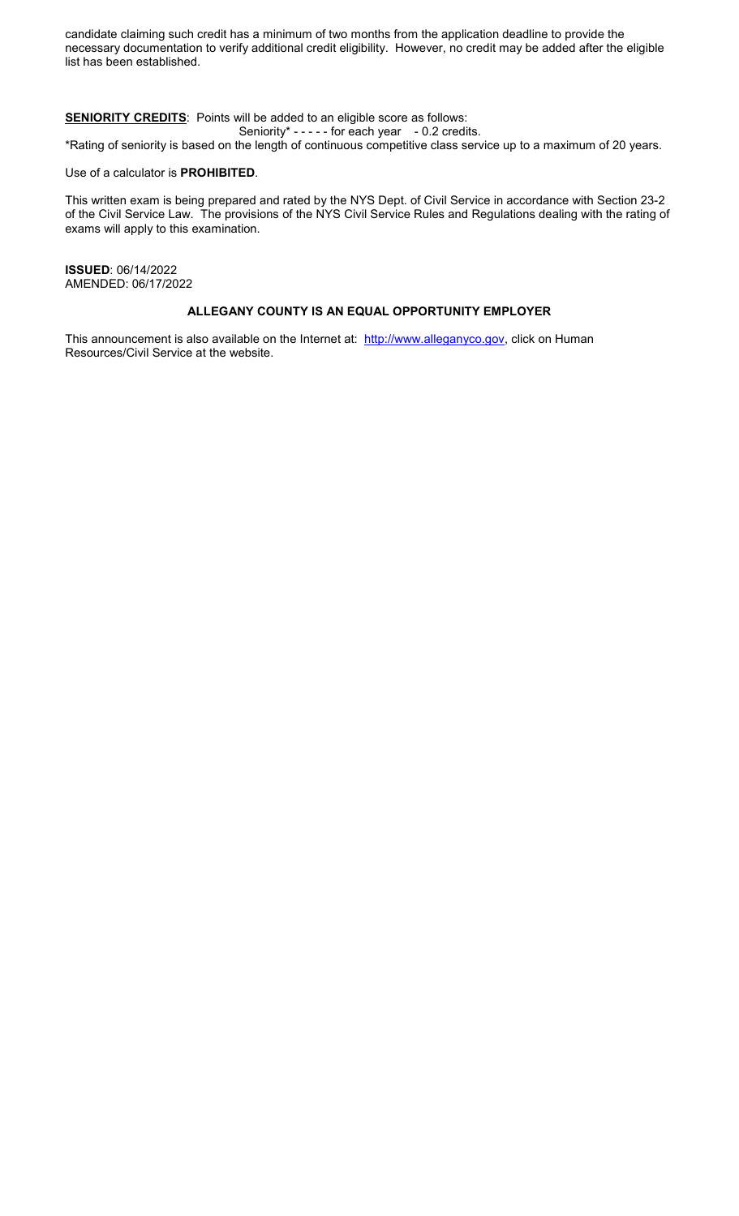candidate claiming such credit has a minimum of two months from the application deadline to provide the necessary documentation to verify additional credit eligibility. However, no credit may be added after the eligible list has been established.

**SENIORITY CREDITS**: Points will be added to an eligible score as follows:

Seniority* - - - - - for each year - 0.2 credits.

*Rating of seniority is based on the length of continuous competitive class service up to a maximum of 20 years.

Use of a calculator is **PROHIBITED**.

This written exam is being prepared and rated by the NYS Dept. of Civil Service in accordance with Section 23-2 of the Civil Service Law. The provisions of the NYS Civil Service Rules and Regulations dealing with the rating of exams will apply to this examination.

**ISSUED**: 06/14/2022
AMENDED: 06/17/2022

**ALLEGANY COUNTY IS AN EQUAL OPPORTUNITY EMPLOYER**

This announcement is also available on the Internet at: http://www.alleganyco.gov, click on Human Resources/Civil Service at the website.